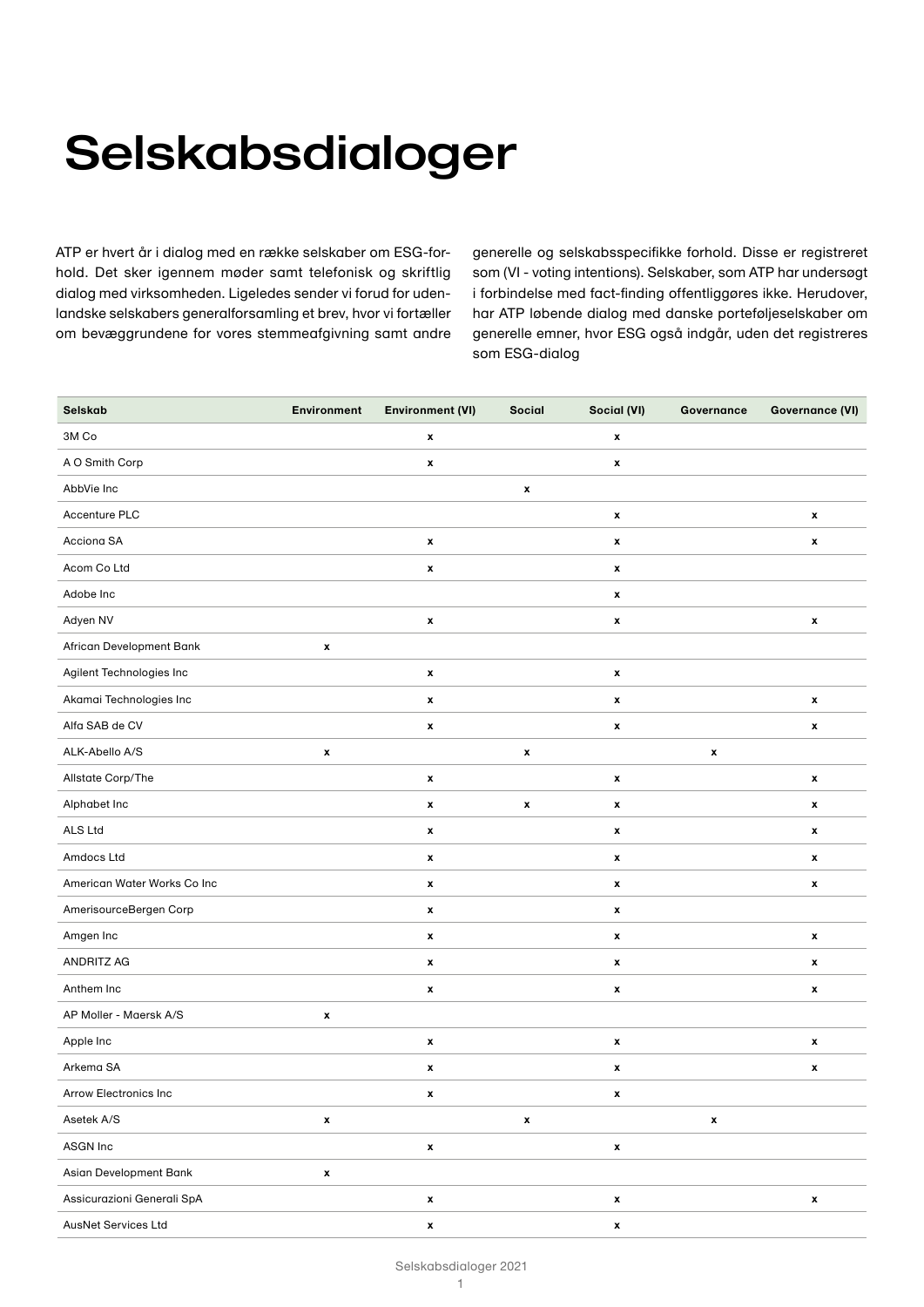# Selskabsdialoger

ATP er hvert år i dialog med en række selskaber om ESG-forhold. Det sker igennem møder samt telefonisk og skriftlig dialog med virksomheden. Ligeledes sender vi forud for udenlandske selskabers generalforsamling et brev, hvor vi fortæller om bevæggrundene for vores stemmeafgivning samt andre generelle og selskabsspecifikke forhold. Disse er registreret som (VI - voting intentions). Selskaber, som ATP har undersøgt i forbindelse med fact-finding offentliggøres ikke. Herudover, har ATP løbende dialog med danske porteføljeselskaber om generelle emner, hvor ESG også indgår, uden det registreres som ESG-dialog

| Selskab | Environment | Environment (VI) | Social | Social (VI) | Governance | Governance (VI) |
|---|---|---|---|---|---|---|
| 3M Co | | x | | x | | |
| A O Smith Corp | | x | | x | | |
| AbbVie Inc | | | x | | | |
| Accenture PLC | | | | x | | x |
| Acciona SA | | x | | x | | x |
| Acom Co Ltd | | x | | x | | |
| Adobe Inc | | | | x | | |
| Adyen NV | | x | | x | | x |
| African Development Bank | x | | | | | |
| Agilent Technologies Inc | | x | | x | | |
| Akamai Technologies Inc | | x | | x | | x |
| Alfa SAB de CV | | x | | x | | x |
| ALK-Abello A/S | x | | x | | x | |
| Allstate Corp/The | | x | | x | | x |
| Alphabet Inc | | x | x | x | | x |
| ALS Ltd | | x | | x | | x |
| Amdocs Ltd | | x | | x | | x |
| American Water Works Co Inc | | x | | x | | x |
| AmerisourceBergen Corp | | x | | x | | |
| Amgen Inc | | x | | x | | x |
| ANDRITZ AG | | x | | x | | x |
| Anthem Inc | | x | | x | | x |
| AP Moller - Maersk A/S | x | | | | | |
| Apple Inc | | x | | x | | x |
| Arkema SA | | x | | x | | x |
| Arrow Electronics Inc | | x | | x | | |
| Asetek A/S | x | | x | | x | |
| ASGN Inc | | x | | x | | |
| Asian Development Bank | x | | | | | |
| Assicurazioni Generali SpA | | x | | x | | x |
| AusNet Services Ltd | | x | | x | | |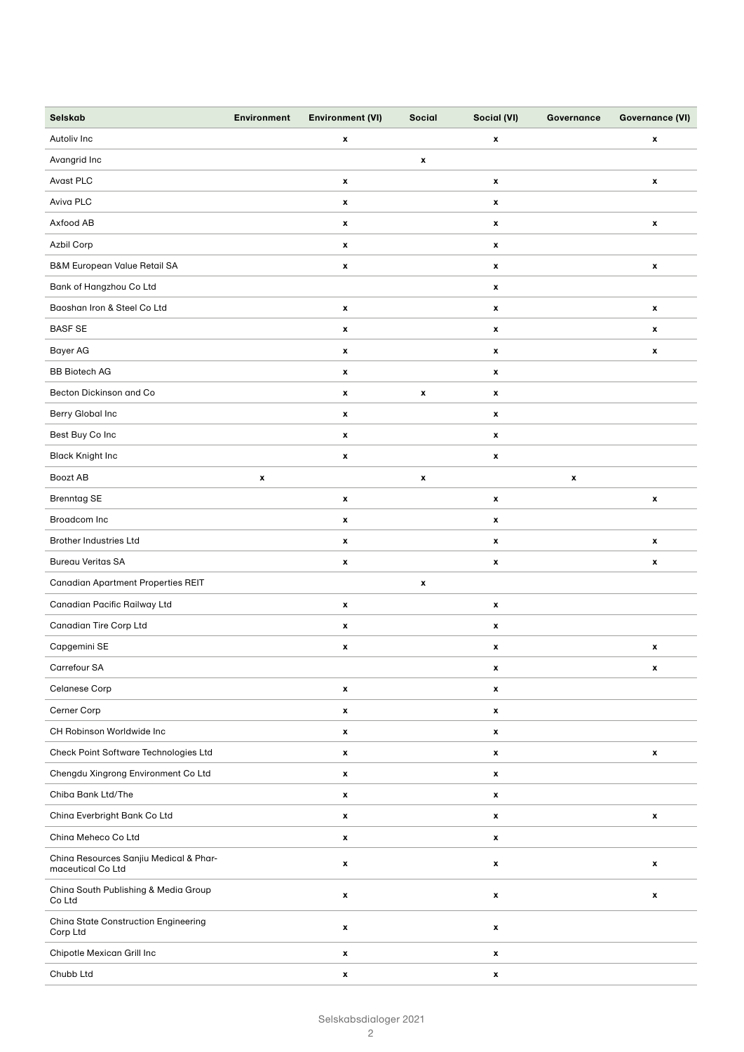| Selskab | Environment | Environment (VI) | Social | Social (VI) | Governance | Governance (VI) |
|---|---|---|---|---|---|---|
| Autoliv Inc | | x | | x | | x |
| Avangrid Inc | | | x | | | |
| Avast PLC | | x | | x | | x |
| Aviva PLC | | x | | x | | |
| Axfood AB | | x | | x | | x |
| Azbil Corp | | x | | x | | |
| B&M European Value Retail SA | | x | | x | | x |
| Bank of Hangzhou Co Ltd | | | | x | | |
| Baoshan Iron & Steel Co Ltd | | x | | x | | x |
| BASF SE | | x | | x | | x |
| Bayer AG | | x | | x | | x |
| BB Biotech AG | | x | | x | | |
| Becton Dickinson and Co | | x | x | x | | |
| Berry Global Inc | | x | | x | | |
| Best Buy Co Inc | | x | | x | | |
| Black Knight Inc | | x | | x | | |
| Boozt AB | x | | x | | x | |
| Brenntag SE | | x | | x | | x |
| Broadcom Inc | | x | | x | | |
| Brother Industries Ltd | | x | | x | | x |
| Bureau Veritas SA | | x | | x | | x |
| Canadian Apartment Properties REIT | | | x | | | |
| Canadian Pacific Railway Ltd | | x | | x | | |
| Canadian Tire Corp Ltd | | x | | x | | |
| Capgemini SE | | x | | x | | x |
| Carrefour SA | | | | x | | x |
| Celanese Corp | | x | | x | | |
| Cerner Corp | | x | | x | | |
| CH Robinson Worldwide Inc | | x | | x | | |
| Check Point Software Technologies Ltd | | x | | x | | x |
| Chengdu Xingrong Environment Co Ltd | | x | | x | | |
| Chiba Bank Ltd/The | | x | | x | | |
| China Everbright Bank Co Ltd | | x | | x | | x |
| China Meheco Co Ltd | | x | | x | | |
| China Resources Sanjiu Medical & Pharmaceutical Co Ltd | | x | | x | | x |
| China South Publishing & Media Group Co Ltd | | x | | x | | x |
| China State Construction Engineering Corp Ltd | | x | | x | | |
| Chipotle Mexican Grill Inc | | x | | x | | |
| Chubb Ltd | | x | | x | | |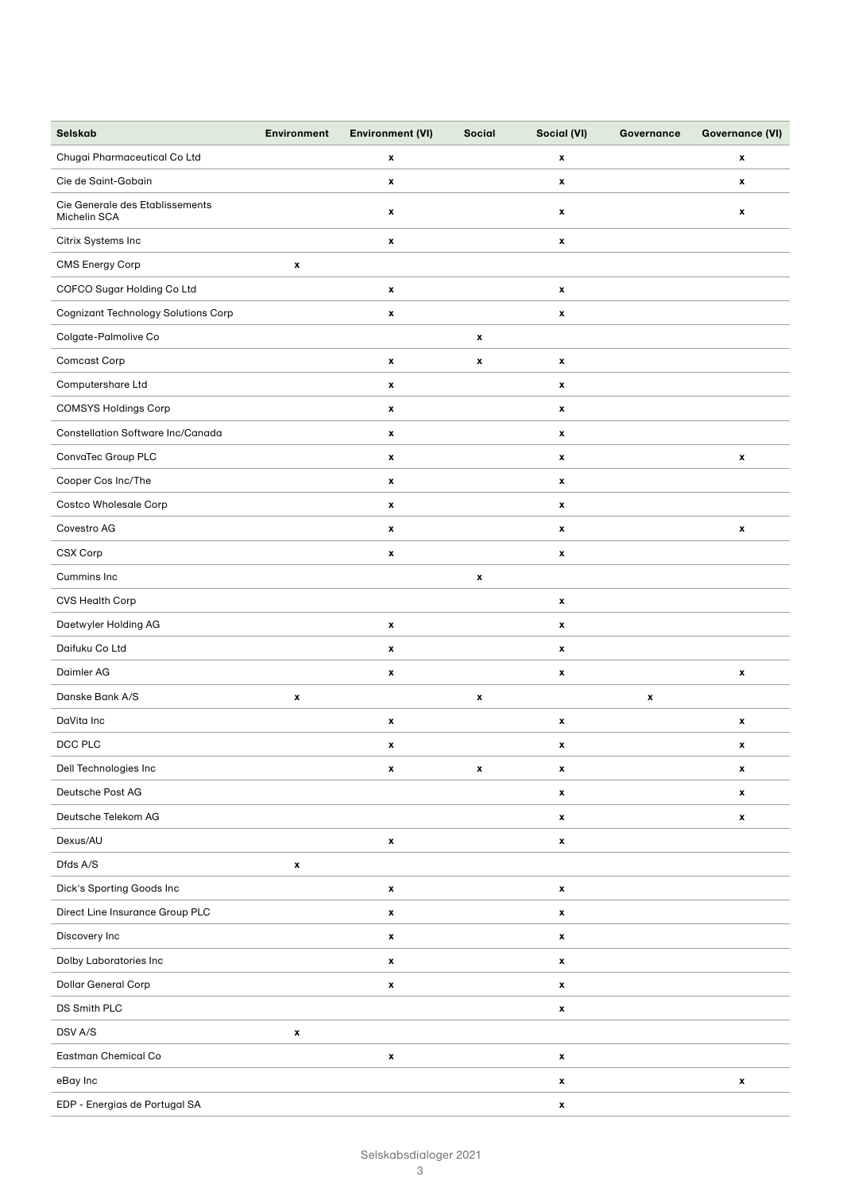| Selskab | Environment | Environment (VI) | Social | Social (VI) | Governance | Governance (VI) |
|---|---|---|---|---|---|---|
| Chugai Pharmaceutical Co Ltd | | x | | x | | x |
| Cie de Saint-Gobain | | x | | x | | x |
| Cie Generale des Etablissements Michelin SCA | | x | | x | | x |
| Citrix Systems Inc | | x | | x | | |
| CMS Energy Corp | x | | | | | |
| COFCO Sugar Holding Co Ltd | | x | | x | | |
| Cognizant Technology Solutions Corp | | x | | x | | |
| Colgate-Palmolive Co | | | x | | | |
| Comcast Corp | | x | x | x | | |
| Computershare Ltd | | x | | x | | |
| COMSYS Holdings Corp | | x | | x | | |
| Constellation Software Inc/Canada | | x | | x | | |
| ConvaTec Group PLC | | x | | x | | x |
| Cooper Cos Inc/The | | x | | x | | |
| Costco Wholesale Corp | | x | | x | | |
| Covestro AG | | x | | x | | x |
| CSX Corp | | x | | x | | |
| Cummins Inc | | | x | | | |
| CVS Health Corp | | | | x | | |
| Daetwyler Holding AG | | x | | x | | |
| Daifuku Co Ltd | | x | | x | | |
| Daimler AG | | x | | x | | x |
| Danske Bank A/S | x | | x | | x | |
| DaVita Inc | | x | | x | | x |
| DCC PLC | | x | | x | | x |
| Dell Technologies Inc | | x | x | x | | x |
| Deutsche Post AG | | | | x | | x |
| Deutsche Telekom AG | | | | x | | x |
| Dexus/AU | | x | | x | | |
| Dfds A/S | x | | | | | |
| Dick's Sporting Goods Inc | | x | | x | | |
| Direct Line Insurance Group PLC | | x | | x | | |
| Discovery Inc | | x | | x | | |
| Dolby Laboratories Inc | | x | | x | | |
| Dollar General Corp | | x | | x | | |
| DS Smith PLC | | | | x | | |
| DSV A/S | x | | | | | |
| Eastman Chemical Co | | x | | x | | |
| eBay Inc | | | | x | | x |
| EDP - Energias de Portugal SA | | | | x | | |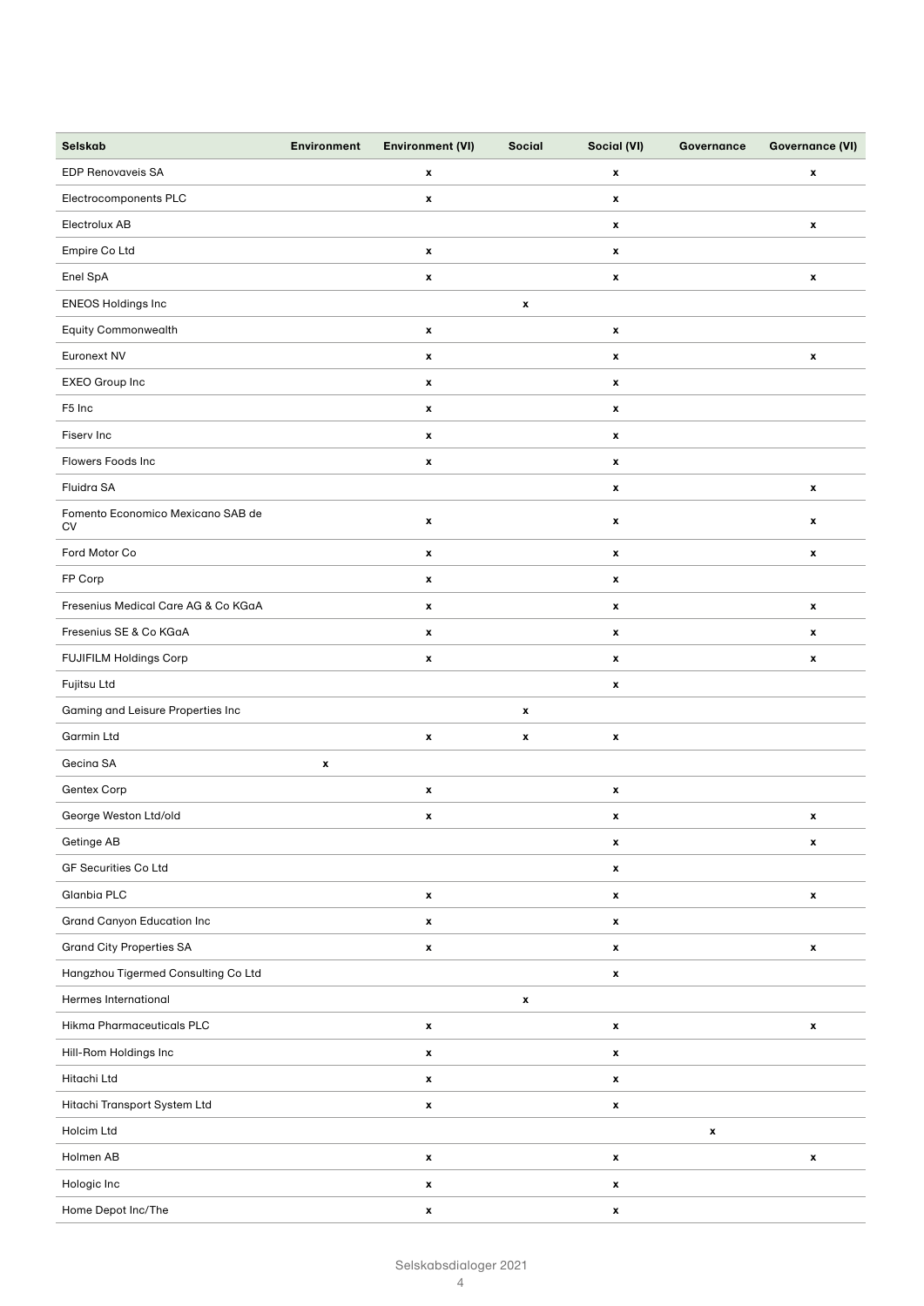| Selskab | Environment | Environment (VI) | Social | Social (VI) | Governance | Governance (VI) |
|---|---|---|---|---|---|---|
| EDP Renovaveis SA | | x | | x | | x |
| Electrocomponents PLC | | x | | x | | |
| Electrolux AB | | | | x | | x |
| Empire Co Ltd | | x | | x | | |
| Enel SpA | | x | | x | | x |
| ENEOS Holdings Inc | | | x | | | |
| Equity Commonwealth | | x | | x | | |
| Euronext NV | | x | | x | | x |
| EXEO Group Inc | | x | | x | | |
| F5 Inc | | x | | x | | |
| Fiserv Inc | | x | | x | | |
| Flowers Foods Inc | | x | | x | | |
| Fluidra SA | | | | x | | x |
| Fomento Economico Mexicano SAB de CV | | x | | x | | x |
| Ford Motor Co | | x | | x | | x |
| FP Corp | | x | | x | | |
| Fresenius Medical Care AG & Co KGaA | | x | | x | | x |
| Fresenius SE & Co KGaA | | x | | x | | x |
| FUJIFILM Holdings Corp | | x | | x | | x |
| Fujitsu Ltd | | | | x | | |
| Gaming and Leisure Properties Inc | | | x | | | |
| Garmin Ltd | | x | x | x | | |
| Gecina SA | x | | | | | |
| Gentex Corp | | x | | x | | |
| George Weston Ltd/old | | x | | x | | x |
| Getinge AB | | | | x | | x |
| GF Securities Co Ltd | | | | x | | |
| Glanbia PLC | | x | | x | | x |
| Grand Canyon Education Inc | | x | | x | | |
| Grand City Properties SA | | x | | x | | x |
| Hangzhou Tigermed Consulting Co Ltd | | | | x | | |
| Hermes International | | | x | | | |
| Hikma Pharmaceuticals PLC | | x | | x | | x |
| Hill-Rom Holdings Inc | | x | | x | | |
| Hitachi Ltd | | x | | x | | |
| Hitachi Transport System Ltd | | x | | x | | |
| Holcim Ltd | | | | | x | |
| Holmen AB | | x | | x | | x |
| Hologic Inc | | x | | x | | |
| Home Depot Inc/The | | x | | x | | |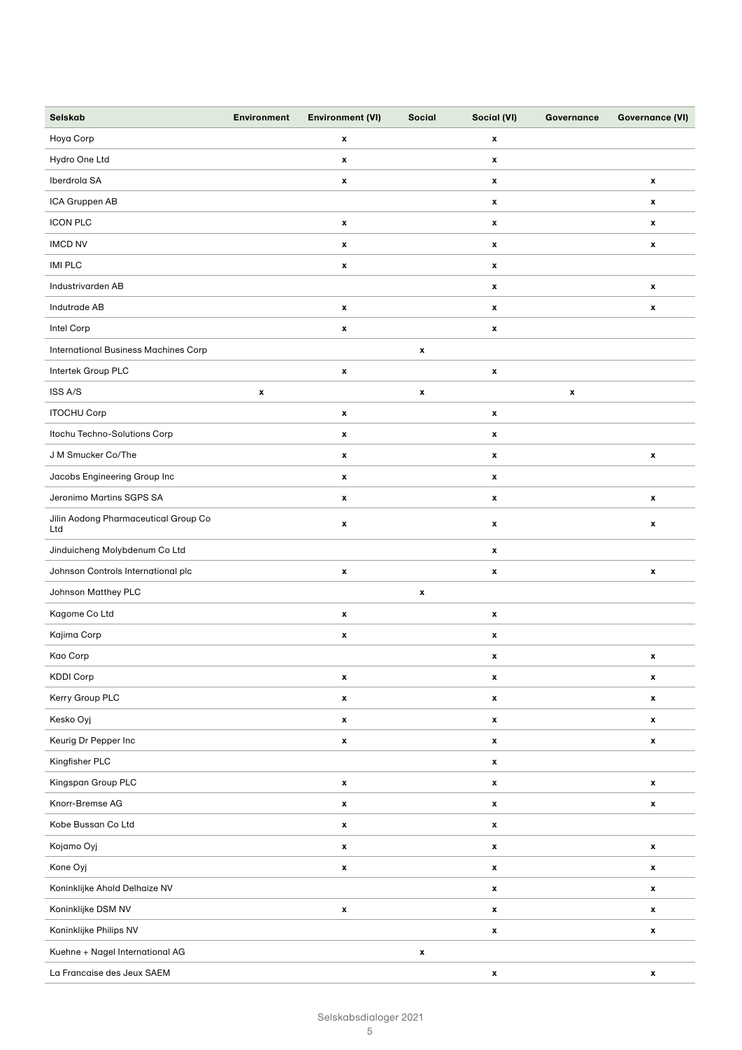| Selskab | Environment | Environment (VI) | Social | Social (VI) | Governance | Governance (VI) |
|---|---|---|---|---|---|---|
| Hoya Corp | | x | | x | | |
| Hydro One Ltd | | x | | x | | |
| Iberdrola SA | | x | | x | | x |
| ICA Gruppen AB | | | | x | | x |
| ICON PLC | | x | | x | | x |
| IMCD NV | | x | | x | | x |
| IMI PLC | | x | | x | | |
| Industrivarden AB | | | | x | | x |
| Indutrade AB | | x | | x | | x |
| Intel Corp | | x | | x | | |
| International Business Machines Corp | | | x | | | |
| Intertek Group PLC | | x | | x | | |
| ISS A/S | x | | x | | x | |
| ITOCHU Corp | | x | | x | | |
| Itochu Techno-Solutions Corp | | x | | x | | |
| J M Smucker Co/The | | x | | x | | x |
| Jacobs Engineering Group Inc | | x | | x | | |
| Jeronimo Martins SGPS SA | | x | | x | | x |
| Jilin Aodong Pharmaceutical Group Co Ltd | | x | | x | | x |
| Jinduicheng Molybdenum Co Ltd | | | | x | | |
| Johnson Controls International plc | | x | | x | | x |
| Johnson Matthey PLC | | | x | | | |
| Kagome Co Ltd | | x | | x | | |
| Kajima Corp | | x | | x | | |
| Kao Corp | | | | x | | x |
| KDDI Corp | | x | | x | | x |
| Kerry Group PLC | | x | | x | | x |
| Kesko Oyj | | x | | x | | x |
| Keurig Dr Pepper Inc | | x | | x | | x |
| Kingfisher PLC | | | | x | | |
| Kingspan Group PLC | | x | | x | | x |
| Knorr-Bremse AG | | x | | x | | x |
| Kobe Bussan Co Ltd | | x | | x | | |
| Kojamo Oyj | | x | | x | | x |
| Kone Oyj | | x | | x | | x |
| Koninklijke Ahold Delhaize NV | | | | x | | x |
| Koninklijke DSM NV | | x | | x | | x |
| Koninklijke Philips NV | | | | x | | x |
| Kuehne + Nagel International AG | | | x | | | |
| La Francaise des Jeux SAEM | | | | x | | x |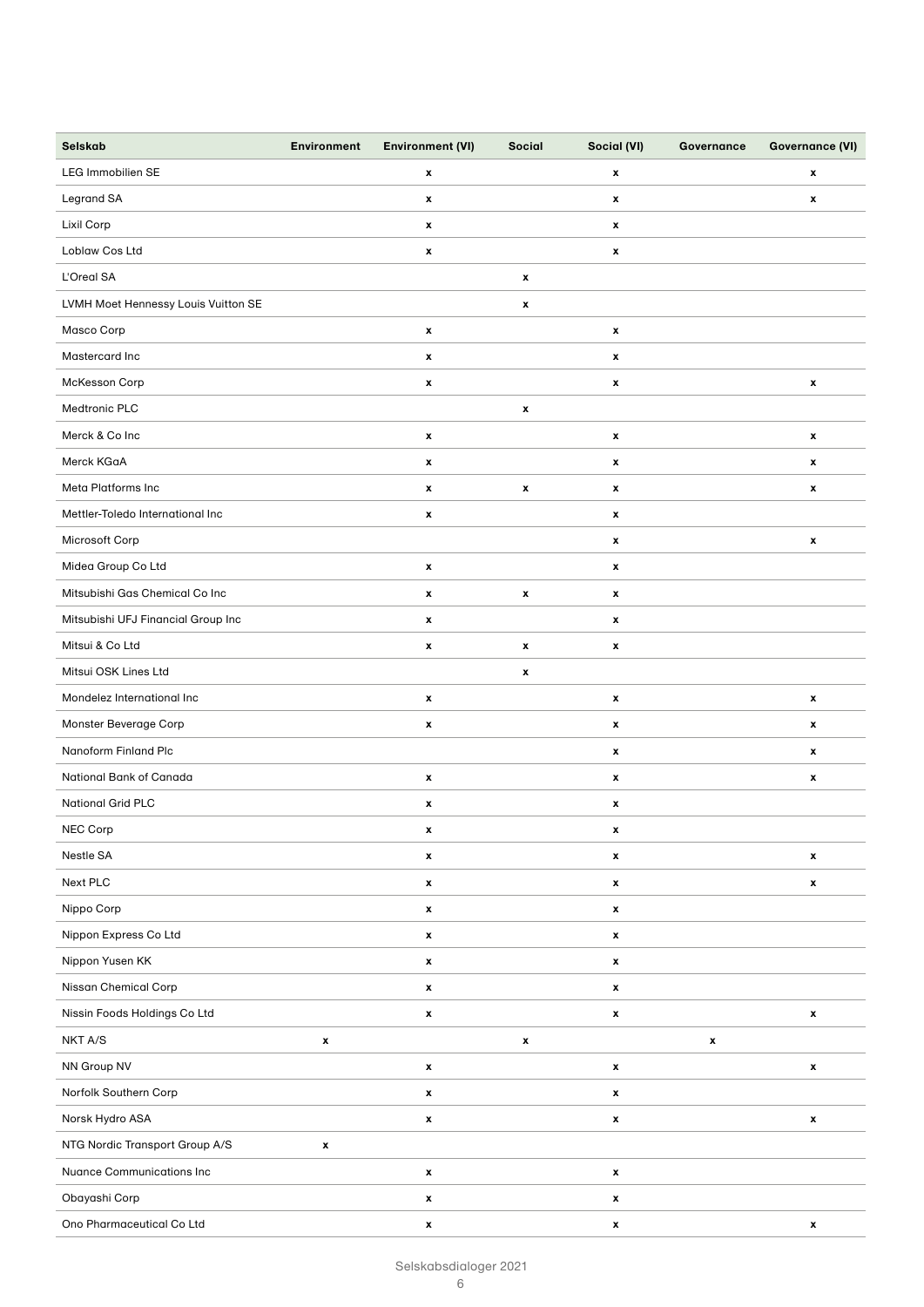| Selskab | Environment | Environment (VI) | Social | Social (VI) | Governance | Governance (VI) |
|---|---|---|---|---|---|---|
| LEG Immobilien SE | | x | | x | | x |
| Legrand SA | | x | | x | | x |
| Lixil Corp | | x | | x | | |
| Loblaw Cos Ltd | | x | | x | | |
| L'Oreal SA | | | x | | | |
| LVMH Moet Hennessy Louis Vuitton SE | | | x | | | |
| Masco Corp | | x | | x | | |
| Mastercard Inc | | x | | x | | |
| McKesson Corp | | x | | x | | x |
| Medtronic PLC | | | x | | | |
| Merck & Co Inc | | x | | x | | x |
| Merck KGaA | | x | | x | | x |
| Meta Platforms Inc | | x | x | x | | x |
| Mettler-Toledo International Inc | | x | | x | | |
| Microsoft Corp | | | | x | | x |
| Midea Group Co Ltd | | x | | x | | |
| Mitsubishi Gas Chemical Co Inc | | x | x | x | | |
| Mitsubishi UFJ Financial Group Inc | | x | | x | | |
| Mitsui & Co Ltd | | x | x | x | | |
| Mitsui OSK Lines Ltd | | | x | | | |
| Mondelez International Inc | | x | | x | | x |
| Monster Beverage Corp | | x | | x | | x |
| Nanoform Finland Plc | | | | x | | x |
| National Bank of Canada | | x | | x | | x |
| National Grid PLC | | x | | x | | |
| NEC Corp | | x | | x | | |
| Nestle SA | | x | | x | | x |
| Next PLC | | x | | x | | x |
| Nippo Corp | | x | | x | | |
| Nippon Express Co Ltd | | x | | x | | |
| Nippon Yusen KK | | x | | x | | |
| Nissan Chemical Corp | | x | | x | | |
| Nissin Foods Holdings Co Ltd | | x | | x | | x |
| NKT A/S | x | | x | | x | |
| NN Group NV | | x | | x | | x |
| Norfolk Southern Corp | | x | | x | | |
| Norsk Hydro ASA | | x | | x | | x |
| NTG Nordic Transport Group A/S | x | | | | | |
| Nuance Communications Inc | | x | | x | | |
| Obayashi Corp | | x | | x | | |
| Ono Pharmaceutical Co Ltd | | x | | x | | x |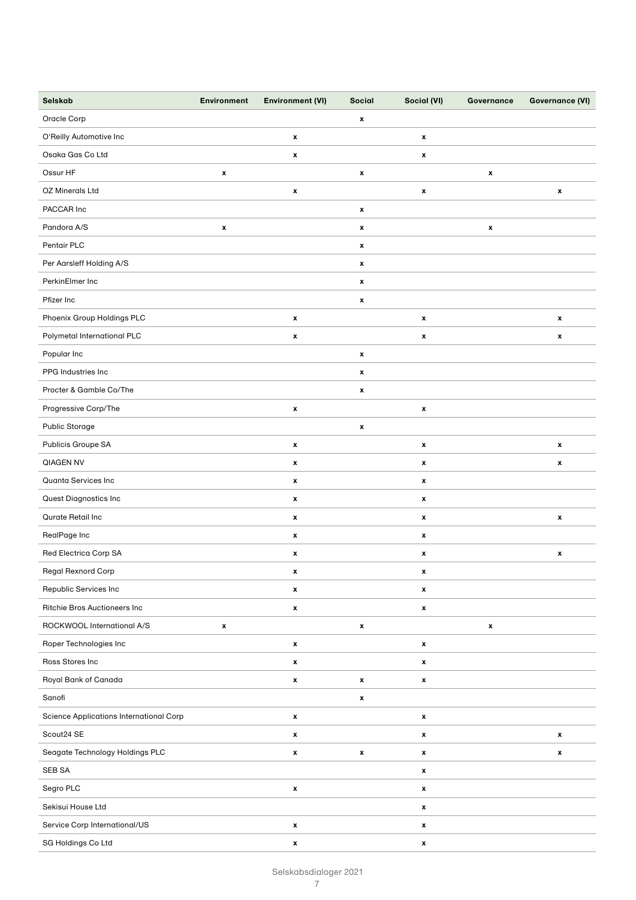| Selskab | Environment | Environment (VI) | Social | Social (VI) | Governance | Governance (VI) |
|---|---|---|---|---|---|---|
| Oracle Corp | | | x | | | |
| O'Reilly Automotive Inc | | x | | x | | |
| Osaka Gas Co Ltd | | x | | x | | |
| Ossur HF | x | | x | | x | |
| OZ Minerals Ltd | | x | | x | | x |
| PACCAR Inc | | | x | | | |
| Pandora A/S | x | | x | | x | |
| Pentair PLC | | | x | | | |
| Per Aarsleff Holding A/S | | | x | | | |
| PerkinElmer Inc | | | x | | | |
| Pfizer Inc | | | x | | | |
| Phoenix Group Holdings PLC | | x | | x | | x |
| Polymetal International PLC | | x | | x | | x |
| Popular Inc | | | x | | | |
| PPG Industries Inc | | | x | | | |
| Procter & Gamble Co/The | | | x | | | |
| Progressive Corp/The | | x | | x | | |
| Public Storage | | | x | | | |
| Publicis Groupe SA | | x | | x | | x |
| QIAGEN NV | | x | | x | | x |
| Quanta Services Inc | | x | | x | | |
| Quest Diagnostics Inc | | x | | x | | |
| Qurate Retail Inc | | x | | x | | x |
| RealPage Inc | | x | | x | | |
| Red Electrica Corp SA | | x | | x | | x |
| Regal Rexnord Corp | | x | | x | | |
| Republic Services Inc | | x | | x | | |
| Ritchie Bros Auctioneers Inc | | x | | x | | |
| ROCKWOOL International A/S | x | | x | | x | |
| Roper Technologies Inc | | x | | x | | |
| Ross Stores Inc | | x | | x | | |
| Royal Bank of Canada | | x | x | x | | |
| Sanofi | | | x | | | |
| Science Applications International Corp | | x | | x | | |
| Scout24 SE | | x | | x | | x |
| Seagate Technology Holdings PLC | | x | x | x | | x |
| SEB SA | | | | x | | |
| Segro PLC | | x | | x | | |
| Sekisui House Ltd | | | | x | | |
| Service Corp International/US | | x | | x | | |
| SG Holdings Co Ltd | | x | | x | | |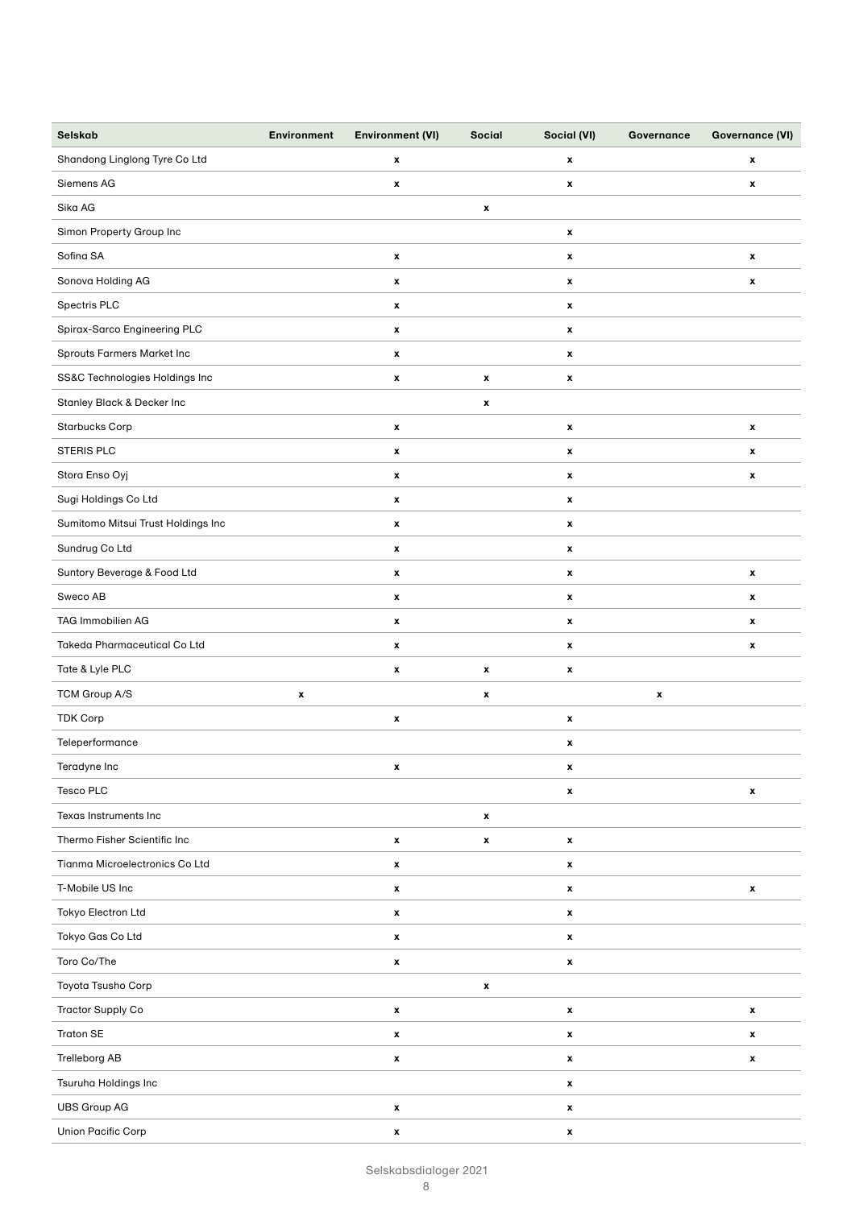| Selskab | Environment | Environment (VI) | Social | Social (VI) | Governance | Governance (VI) |
|---|---|---|---|---|---|---|
| Shandong Linglong Tyre Co Ltd | | x | | x | | x |
| Siemens AG | | x | | x | | x |
| Sika AG | | | x | | | |
| Simon Property Group Inc | | | | x | | |
| Sofina SA | | x | | x | | x |
| Sonova Holding AG | | x | | x | | x |
| Spectris PLC | | x | | x | | |
| Spirax-Sarco Engineering PLC | | x | | x | | |
| Sprouts Farmers Market Inc | | x | | x | | |
| SS&C Technologies Holdings Inc | | x | x | x | | |
| Stanley Black & Decker Inc | | | x | | | |
| Starbucks Corp | | x | | x | | x |
| STERIS PLC | | x | | x | | x |
| Stora Enso Oyj | | x | | x | | x |
| Sugi Holdings Co Ltd | | x | | x | | |
| Sumitomo Mitsui Trust Holdings Inc | | x | | x | | |
| Sundrug Co Ltd | | x | | x | | |
| Suntory Beverage & Food Ltd | | x | | x | | x |
| Sweco AB | | x | | x | | x |
| TAG Immobilien AG | | x | | x | | x |
| Takeda Pharmaceutical Co Ltd | | x | | x | | x |
| Tate & Lyle PLC | | x | x | x | | |
| TCM Group A/S | x | | x | | x | |
| TDK Corp | | x | | x | | |
| Teleperformance | | | | x | | |
| Teradyne Inc | | x | | x | | |
| Tesco PLC | | | | x | | x |
| Texas Instruments Inc | | | x | | | |
| Thermo Fisher Scientific Inc | | x | x | x | | |
| Tianma Microelectronics Co Ltd | | x | | x | | |
| T-Mobile US Inc | | x | | x | | x |
| Tokyo Electron Ltd | | x | | x | | |
| Tokyo Gas Co Ltd | | x | | x | | |
| Toro Co/The | | x | | x | | |
| Toyota Tsusho Corp | | | x | | | |
| Tractor Supply Co | | x | | x | | x |
| Traton SE | | x | | x | | x |
| Trelleborg AB | | x | | x | | x |
| Tsuruha Holdings Inc | | | | x | | |
| UBS Group AG | | x | | x | | |
| Union Pacific Corp | | x | | x | | |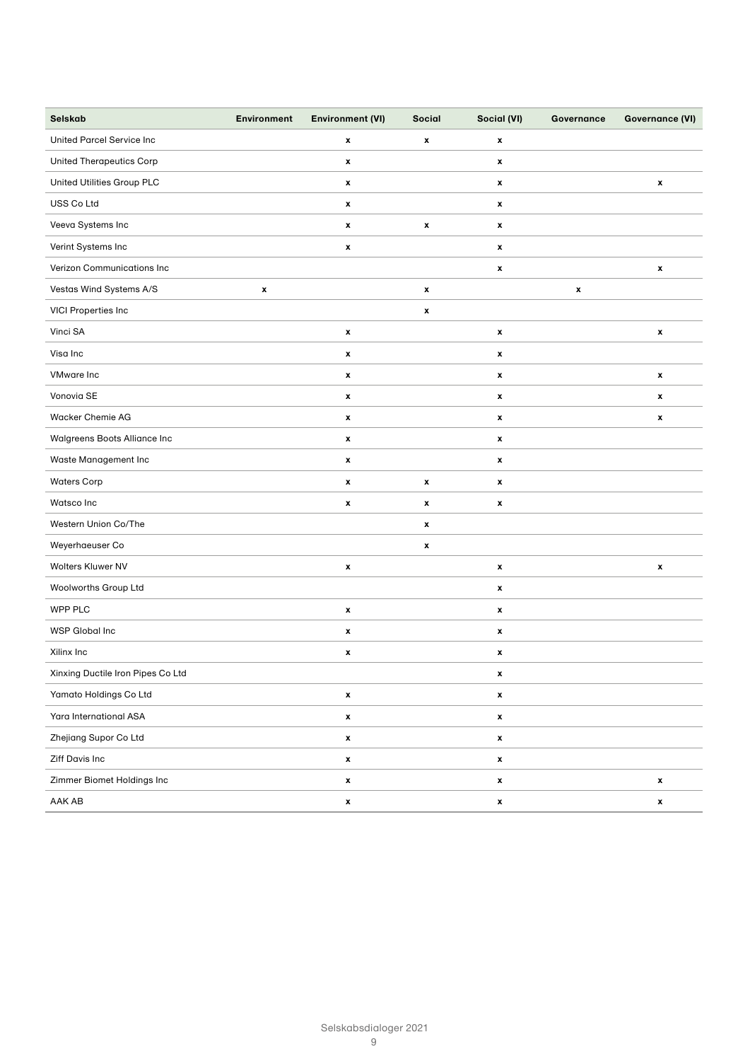| Selskab | Environment | Environment (VI) | Social | Social (VI) | Governance | Governance (VI) |
|---|---|---|---|---|---|---|
| United Parcel Service Inc | | x | x | x | | |
| United Therapeutics Corp | | x | | x | | |
| United Utilities Group PLC | | x | | x | | x |
| USS Co Ltd | | x | | x | | |
| Veeva Systems Inc | | x | x | x | | |
| Verint Systems Inc | | x | | x | | |
| Verizon Communications Inc | | | | x | | x |
| Vestas Wind Systems A/S | x | | x | | x | |
| VICI Properties Inc | | | x | | | |
| Vinci SA | | x | | x | | x |
| Visa Inc | | x | | x | | |
| VMware Inc | | x | | x | | x |
| Vonovia SE | | x | | x | | x |
| Wacker Chemie AG | | x | | x | | x |
| Walgreens Boots Alliance Inc | | x | | x | | |
| Waste Management Inc | | x | | x | | |
| Waters Corp | | x | x | x | | |
| Watsco Inc | | x | x | x | | |
| Western Union Co/The | | | x | | | |
| Weyerhaeuser Co | | | x | | | |
| Wolters Kluwer NV | | x | | x | | x |
| Woolworths Group Ltd | | | | x | | |
| WPP PLC | | x | | x | | |
| WSP Global Inc | | x | | x | | |
| Xilinx Inc | | x | | x | | |
| Xinxing Ductile Iron Pipes Co Ltd | | | | x | | |
| Yamato Holdings Co Ltd | | x | | x | | |
| Yara International ASA | | x | | x | | |
| Zhejiang Supor Co Ltd | | x | | x | | |
| Ziff Davis Inc | | x | | x | | |
| Zimmer Biomet Holdings Inc | | x | | x | | x |
| AAK AB | | x | | x | | x |